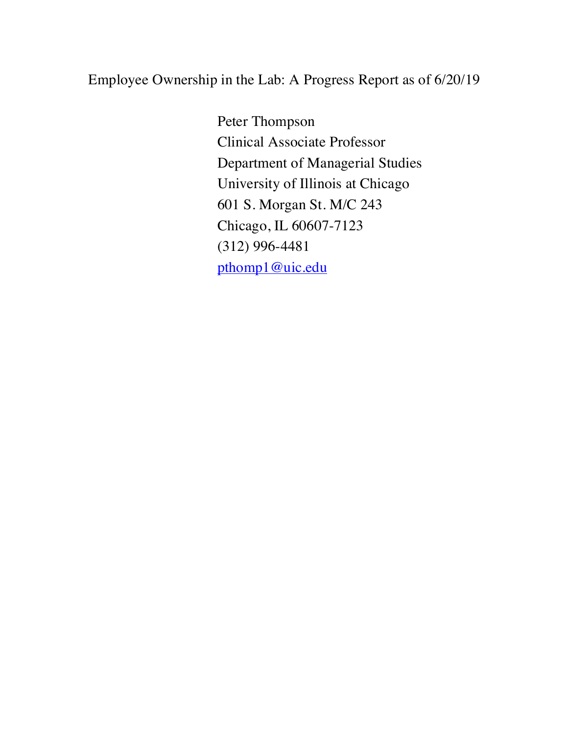# Employee Ownership in the Lab: A Progress Report as of 6/20/19

Peter Thompson
Clinical Associate Professor
Department of Managerial Studies
University of Illinois at Chicago
601 S. Morgan St. M/C 243
Chicago, IL 60607-7123
(312) 996-4481
pthomp1@uic.edu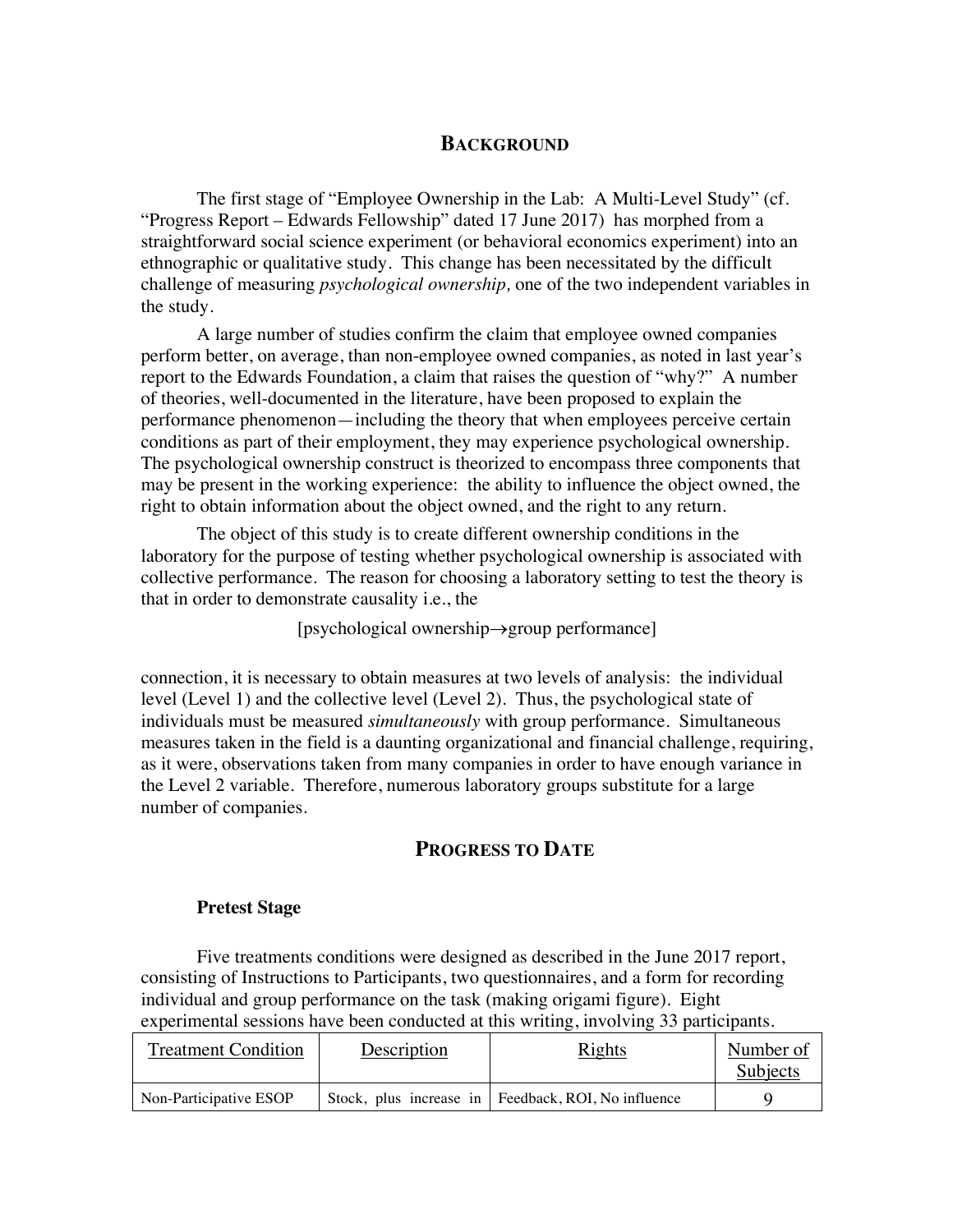## BACKGROUND

The first stage of "Employee Ownership in the Lab: A Multi-Level Study" (cf. "Progress Report – Edwards Fellowship" dated 17 June 2017) has morphed from a straightforward social science experiment (or behavioral economics experiment) into an ethnographic or qualitative study. This change has been necessitated by the difficult challenge of measuring *psychological ownership,* one of the two independent variables in the study.

A large number of studies confirm the claim that employee owned companies perform better, on average, than non-employee owned companies, as noted in last year's report to the Edwards Foundation, a claim that raises the question of "why?" A number of theories, well-documented in the literature, have been proposed to explain the performance phenomenon—including the theory that when employees perceive certain conditions as part of their employment, they may experience psychological ownership. The psychological ownership construct is theorized to encompass three components that may be present in the working experience: the ability to influence the object owned, the right to obtain information about the object owned, and the right to any return.

The object of this study is to create different ownership conditions in the laboratory for the purpose of testing whether psychological ownership is associated with collective performance. The reason for choosing a laboratory setting to test the theory is that in order to demonstrate causality i.e., the

$$[\text{psychological ownership} \rightarrow \text{group performance}]$$

connection, it is necessary to obtain measures at two levels of analysis: the individual level (Level 1) and the collective level (Level 2). Thus, the psychological state of individuals must be measured *simultaneously* with group performance. Simultaneous measures taken in the field is a daunting organizational and financial challenge, requiring, as it were, observations taken from many companies in order to have enough variance in the Level 2 variable. Therefore, numerous laboratory groups substitute for a large number of companies.

## PROGRESS TO DATE

### Pretest Stage

Five treatments conditions were designed as described in the June 2017 report, consisting of Instructions to Participants, two questionnaires, and a form for recording individual and group performance on the task (making origami figure). Eight experimental sessions have been conducted at this writing, involving 33 participants.

| Treatment Condition | Description | Rights | Number of Subjects |
|---|---|---|---|
| Non-Participative ESOP | Stock, plus increase in | Feedback, ROI, No influence | 9 |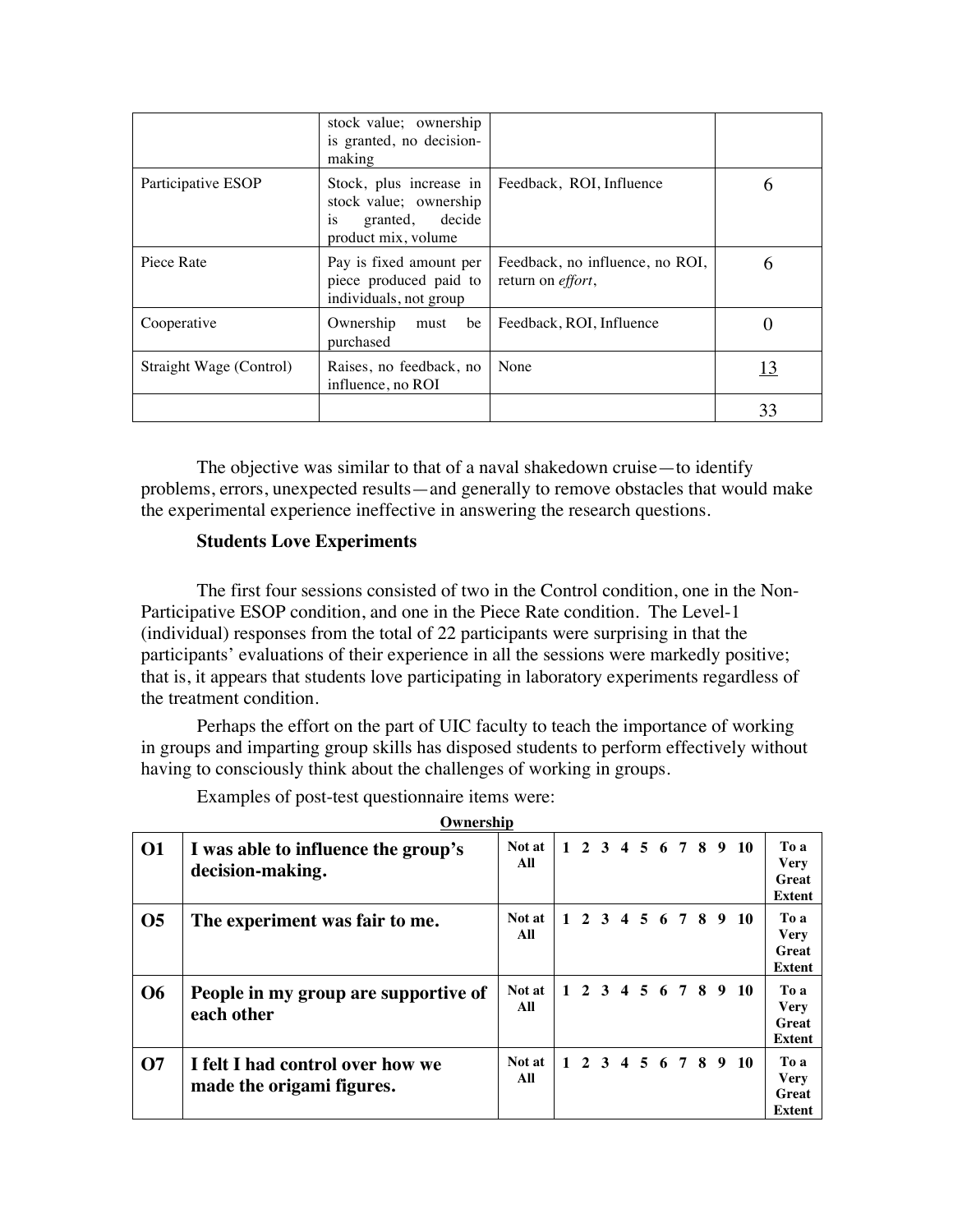| | | | |
|---|---|---|---|
| | stock value; ownership is granted, no decision-making | | |
| Participative ESOP | Stock, plus increase in stock value; ownership is granted, decide product mix, volume | Feedback, ROI, Influence | 6 |
| Piece Rate | Pay is fixed amount per piece produced paid to individuals, not group | Feedback, no influence, no ROI, return on *effort*, | 6 |
| Cooperative | Ownership must be purchased | Feedback, ROI, Influence | 0 |
| Straight Wage (Control) | Raises, no feedback, no influence, no ROI | None | 13 |
| | | | 33 |

The objective was similar to that of a naval shakedown cruise—to identify problems, errors, unexpected results—and generally to remove obstacles that would make the experimental experience ineffective in answering the research questions.

**Students Love Experiments**

The first four sessions consisted of two in the Control condition, one in the Non-Participative ESOP condition, and one in the Piece Rate condition. The Level-1 (individual) responses from the total of 22 participants were surprising in that the participants' evaluations of their experience in all the sessions were markedly positive; that is, it appears that students love participating in laboratory experiments regardless of the treatment condition.

Perhaps the effort on the part of UIC faculty to teach the importance of working in groups and imparting group skills has disposed students to perform effectively without having to consciously think about the challenges of working in groups.

Examples of post-test questionnaire items were:

**Ownership**

| | | | | |
|---|---|---|---|---|
| **O1** | **I was able to influence the group's decision-making.** | **Not at All** | **1 2 3 4 5 6 7 8 9 10** | **To a Very Great Extent** |
| **O5** | **The experiment was fair to me.** | **Not at All** | **1 2 3 4 5 6 7 8 9 10** | **To a Very Great Extent** |
| **O6** | **People in my group are supportive of each other** | **Not at All** | **1 2 3 4 5 6 7 8 9 10** | **To a Very Great Extent** |
| **O7** | **I felt I had control over how we made the origami figures.** | **Not at All** | **1 2 3 4 5 6 7 8 9 10** | **To a Very Great Extent** |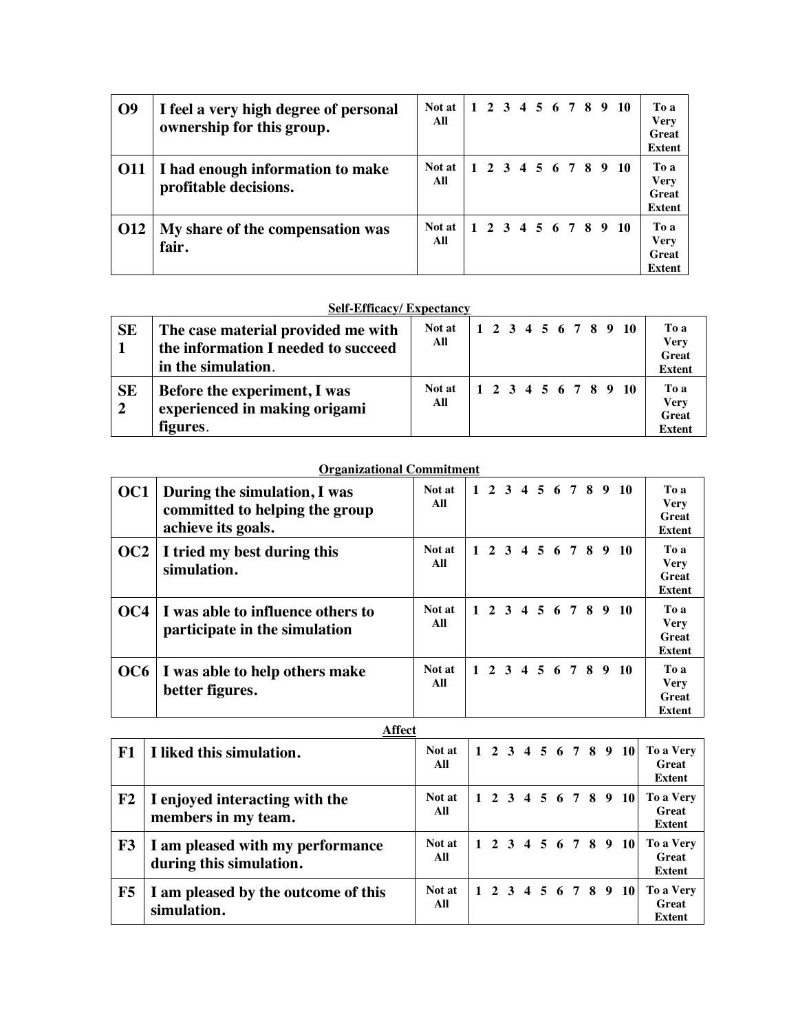| O9 | I feel a very high degree of personal ownership for this group. | Not at All | 1 2 3 4 5 6 7 8 9 10 | To a Very Great Extent |
|---|---|---|---|---|
| O11 | I had enough information to make profitable decisions. | Not at All | 1 2 3 4 5 6 7 8 9 10 | To a Very Great Extent |
| O12 | My share of the compensation was fair. | Not at All | 1 2 3 4 5 6 7 8 9 10 | To a Very Great Extent |

**Self-Efficacy/ Expectancy**

| SE 1 | The case material provided me with the information I needed to succeed in the simulation. | Not at All | 1 2 3 4 5 6 7 8 9 10 | To a Very Great Extent |
|---|---|---|---|---|
| SE 2 | Before the experiment, I was experienced in making origami figures. | Not at All | 1 2 3 4 5 6 7 8 9 10 | To a Very Great Extent |

**Organizational Commitment**

| OC1 | During the simulation, I was committed to helping the group achieve its goals. | Not at All | 1 2 3 4 5 6 7 8 9 10 | To a Very Great Extent |
|---|---|---|---|---|
| OC2 | I tried my best during this simulation. | Not at All | 1 2 3 4 5 6 7 8 9 10 | To a Very Great Extent |
| OC4 | I was able to influence others to participate in the simulation | Not at All | 1 2 3 4 5 6 7 8 9 10 | To a Very Great Extent |
| OC6 | I was able to help others make better figures. | Not at All | 1 2 3 4 5 6 7 8 9 10 | To a Very Great Extent |

**Affect**

| F1 | I liked this simulation. | Not at All | 1 2 3 4 5 6 7 8 9 10 | To a Very Great Extent |
|---|---|---|---|---|
| F2 | I enjoyed interacting with the members in my team. | Not at All | 1 2 3 4 5 6 7 8 9 10 | To a Very Great Extent |
| F3 | I am pleased with my performance during this simulation. | Not at All | 1 2 3 4 5 6 7 8 9 10 | To a Very Great Extent |
| F5 | I am pleased by the outcome of this simulation. | Not at All | 1 2 3 4 5 6 7 8 9 10 | To a Very Great Extent |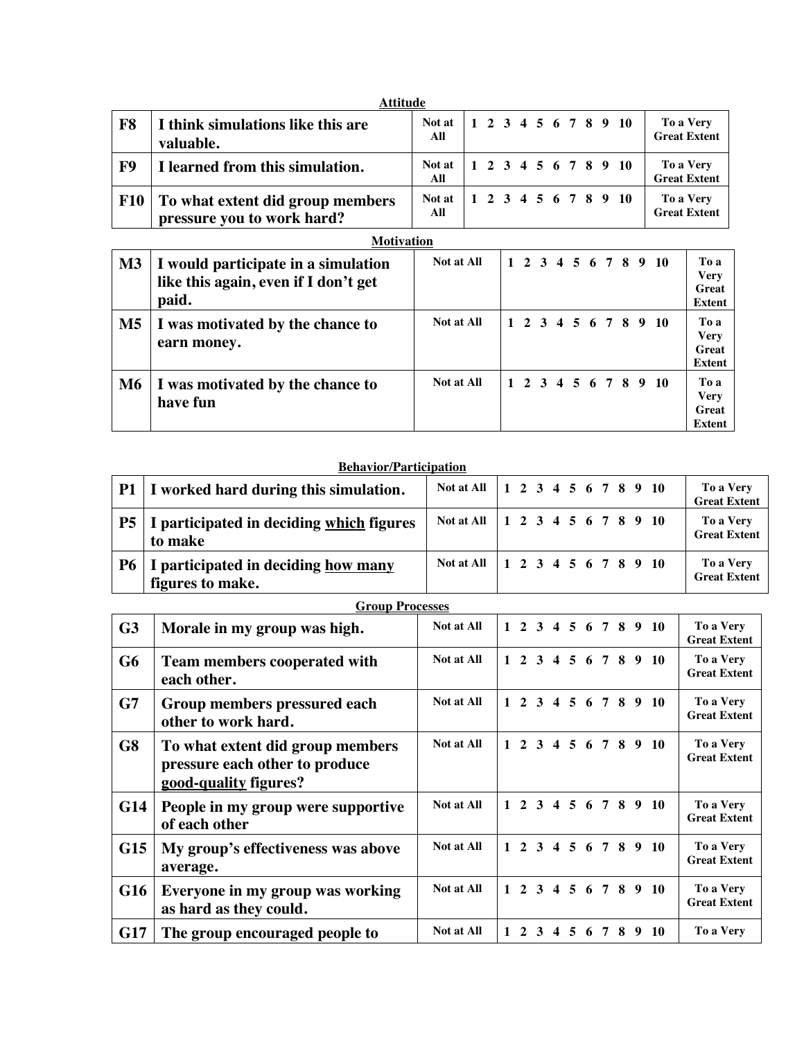**Attitude**

| | | | | |
|---|---|---|---|---|
| **F8** | **I think simulations like this are valuable.** | **Not at All** | **1 2 3 4 5 6 7 8 9 10** | **To a Very Great Extent** |
| **F9** | **I learned from this simulation.** | **Not at All** | **1 2 3 4 5 6 7 8 9 10** | **To a Very Great Extent** |
| **F10** | **To what extent did group members pressure you to work hard?** | **Not at All** | **1 2 3 4 5 6 7 8 9 10** | **To a Very Great Extent** |

**Motivation**

| | | | | |
|---|---|---|---|---|
| **M3** | **I would participate in a simulation like this again, even if I don't get paid.** | **Not at All** | **1 2 3 4 5 6 7 8 9 10** | **To a Very Great Extent** |
| **M5** | **I was motivated by the chance to earn money.** | **Not at All** | **1 2 3 4 5 6 7 8 9 10** | **To a Very Great Extent** |
| **M6** | **I was motivated by the chance to have fun** | **Not at All** | **1 2 3 4 5 6 7 8 9 10** | **To a Very Great Extent** |

**Behavior/Participation**

| | | | | |
|---|---|---|---|---|
| **P1** | **I worked hard during this simulation.** | **Not at All** | **1 2 3 4 5 6 7 8 9 10** | **To a Very Great Extent** |
| **P5** | **I participated in deciding which figures to make** | **Not at All** | **1 2 3 4 5 6 7 8 9 10** | **To a Very Great Extent** |
| **P6** | **I participated in deciding how many figures to make.** | **Not at All** | **1 2 3 4 5 6 7 8 9 10** | **To a Very Great Extent** |

**Group Processes**

| | | | | |
|---|---|---|---|---|
| **G3** | **Morale in my group was high.** | **Not at All** | **1 2 3 4 5 6 7 8 9 10** | **To a Very Great Extent** |
| **G6** | **Team members cooperated with each other.** | **Not at All** | **1 2 3 4 5 6 7 8 9 10** | **To a Very Great Extent** |
| **G7** | **Group members pressured each other to work hard.** | **Not at All** | **1 2 3 4 5 6 7 8 9 10** | **To a Very Great Extent** |
| **G8** | **To what extent did group members pressure each other to produce good-quality figures?** | **Not at All** | **1 2 3 4 5 6 7 8 9 10** | **To a Very Great Extent** |
| **G14** | **People in my group were supportive of each other** | **Not at All** | **1 2 3 4 5 6 7 8 9 10** | **To a Very Great Extent** |
| **G15** | **My group's effectiveness was above average.** | **Not at All** | **1 2 3 4 5 6 7 8 9 10** | **To a Very Great Extent** |
| **G16** | **Everyone in my group was working as hard as they could.** | **Not at All** | **1 2 3 4 5 6 7 8 9 10** | **To a Very Great Extent** |
| **G17** | **The group encouraged people to** | **Not at All** | **1 2 3 4 5 6 7 8 9 10** | **To a Very** |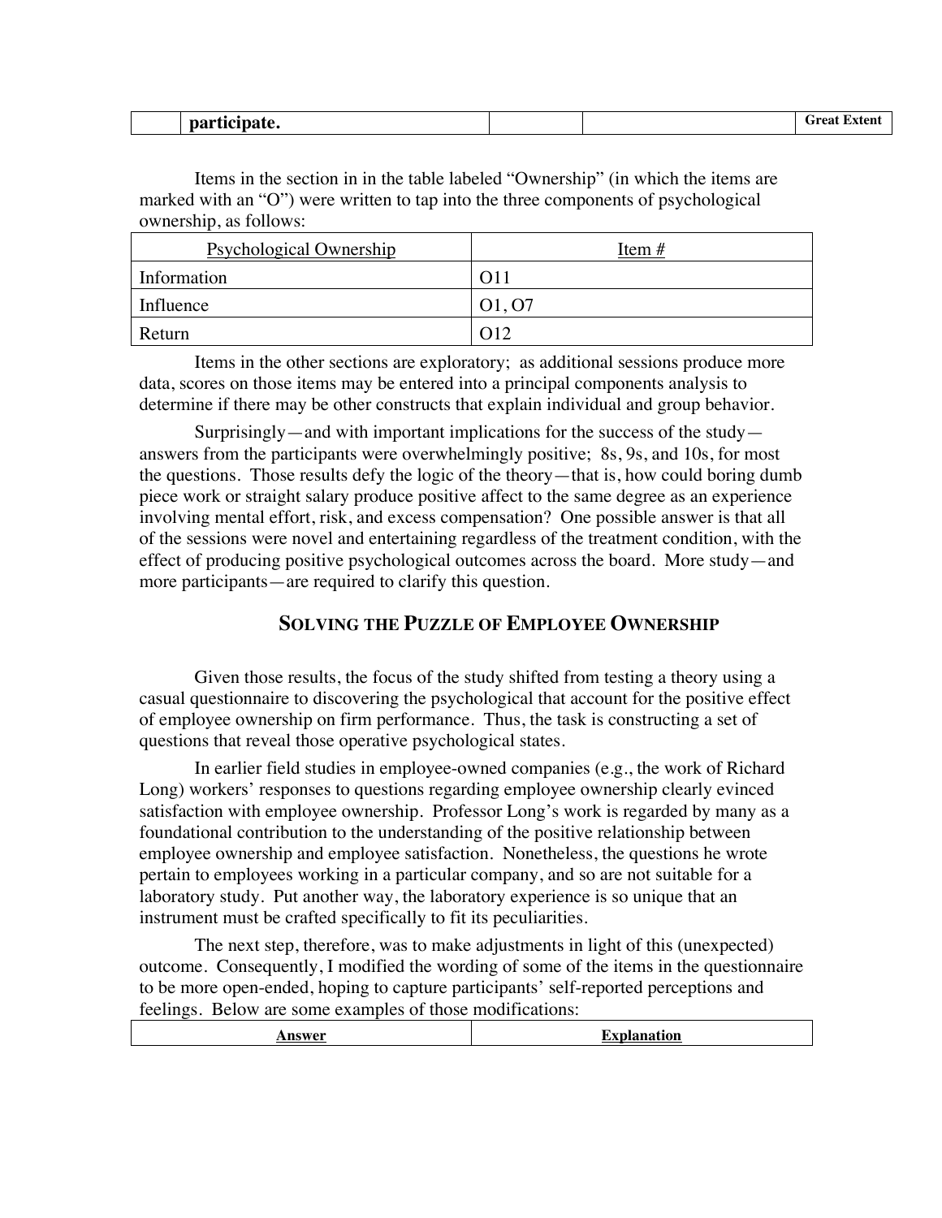|  | **participate.** |  |  | Great Extent |
|---|---|---|---|---|

Items in the section in in the table labeled "Ownership" (in which the items are marked with an "O") were written to tap into the three components of psychological ownership, as follows:

| Psychological Ownership | Item # |
|---|---|
| Information | O11 |
| Influence | O1, O7 |
| Return | O12 |

Items in the other sections are exploratory; as additional sessions produce more data, scores on those items may be entered into a principal components analysis to determine if there may be other constructs that explain individual and group behavior.

Surprisingly—and with important implications for the success of the study—answers from the participants were overwhelmingly positive; 8s, 9s, and 10s, for most the questions. Those results defy the logic of the theory—that is, how could boring dumb piece work or straight salary produce positive affect to the same degree as an experience involving mental effort, risk, and excess compensation? One possible answer is that all of the sessions were novel and entertaining regardless of the treatment condition, with the effect of producing positive psychological outcomes across the board. More study—and more participants—are required to clarify this question.

## SOLVING THE PUZZLE OF EMPLOYEE OWNERSHIP

Given those results, the focus of the study shifted from testing a theory using a casual questionnaire to discovering the psychological that account for the positive effect of employee ownership on firm performance. Thus, the task is constructing a set of questions that reveal those operative psychological states.

In earlier field studies in employee-owned companies (e.g., the work of Richard Long) workers' responses to questions regarding employee ownership clearly evinced satisfaction with employee ownership. Professor Long's work is regarded by many as a foundational contribution to the understanding of the positive relationship between employee ownership and employee satisfaction. Nonetheless, the questions he wrote pertain to employees working in a particular company, and so are not suitable for a laboratory study. Put another way, the laboratory experience is so unique that an instrument must be crafted specifically to fit its peculiarities.

The next step, therefore, was to make adjustments in light of this (unexpected) outcome. Consequently, I modified the wording of some of the items in the questionnaire to be more open-ended, hoping to capture participants' self-reported perceptions and feelings. Below are some examples of those modifications:

| Answer | Explanation |
|---|---|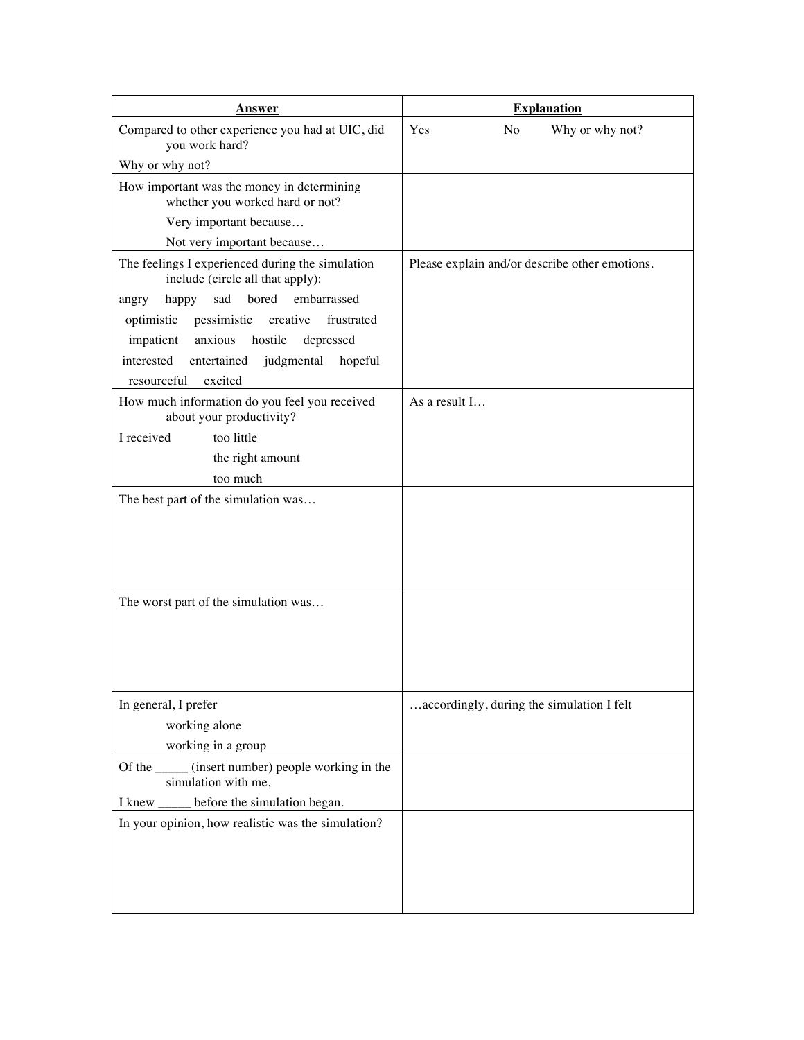| Answer | Explanation |
| --- | --- |
| Compared to other experience you had at UIC, did you work hard?<br>Why or why not? | Yes No Why or why not? |
| How important was the money in determining whether you worked hard or not?<br>Very important because…<br>Not very important because… | |
| The feelings I experienced during the simulation include (circle all that apply):<br>angry happy sad bored embarrassed<br>optimistic pessimistic creative frustrated<br>impatient anxious hostile depressed<br>interested entertained judgmental hopeful<br>resourceful excited | Please explain and/or describe other emotions. |
| How much information do you feel you received about your productivity?<br>I received too little<br>the right amount<br>too much | As a result I… |
| The best part of the simulation was… | |
| The worst part of the simulation was… | |
| In general, I prefer<br>working alone<br>working in a group | …accordingly, during the simulation I felt |
| Of the _____ (insert number) people working in the simulation with me,<br>I knew _____ before the simulation began. | |
| In your opinion, how realistic was the simulation? | |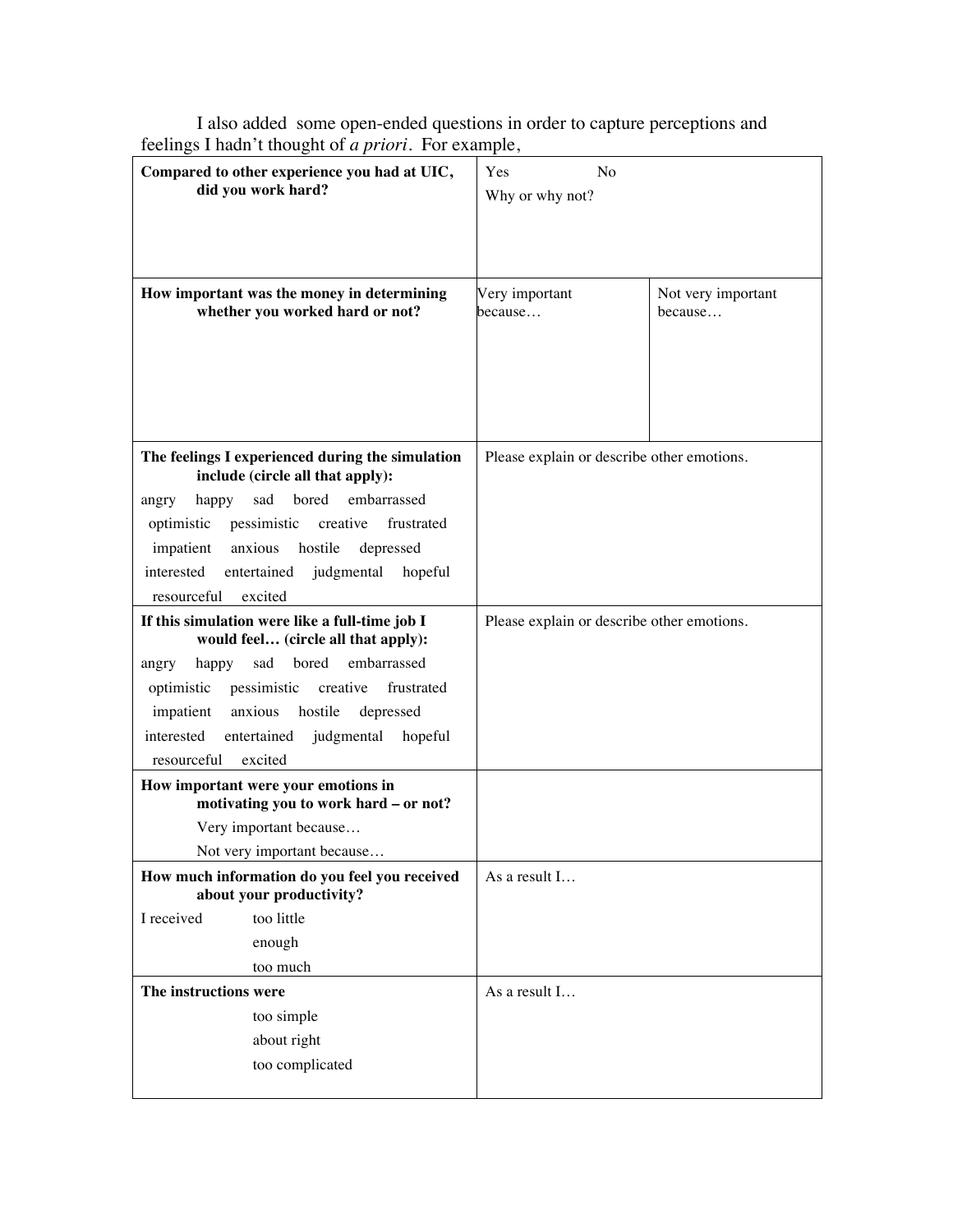I also added some open-ended questions in order to capture perceptions and feelings I hadn't thought of *a priori*. For example,

| | | |
|---|---|---|
| **Compared to other experience you had at UIC, did you work hard?** | Yes No<br>Why or why not? | |
| **How important was the money in determining whether you worked hard or not?** | Very important because… | Not very important because… |
| **The feelings I experienced during the simulation include (circle all that apply):**<br>angry happy sad bored embarrassed optimistic pessimistic creative frustrated impatient anxious hostile depressed interested entertained judgmental hopeful resourceful excited | Please explain or describe other emotions. | |
| **If this simulation were like a full-time job I would feel… (circle all that apply):**<br>angry happy sad bored embarrassed optimistic pessimistic creative frustrated impatient anxious hostile depressed interested entertained judgmental hopeful resourceful excited | Please explain or describe other emotions. | |
| **How important were your emotions in motivating you to work hard – or not?**<br>Very important because…<br>Not very important because… | | |
| **How much information do you feel you received about your productivity?**<br>I received too little<br>enough<br>too much | As a result I… | |
| **The instructions were**<br>too simple<br>about right<br>too complicated | As a result I… | |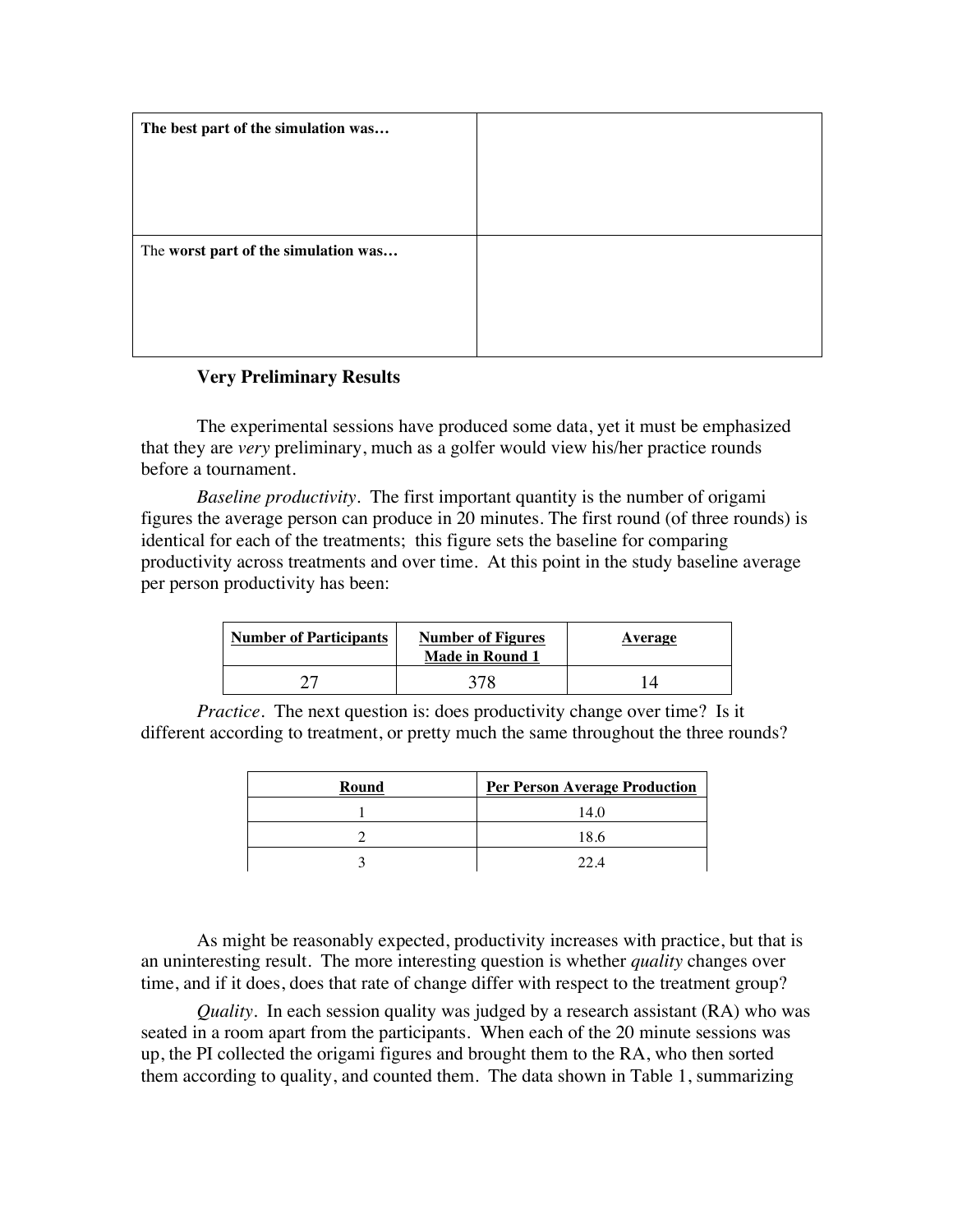| The best part of the simulation was… | |
|---|---|
| The **worst part of the simulation was…** | |

### Very Preliminary Results

The experimental sessions have produced some data, yet it must be emphasized that they are *very* preliminary, much as a golfer would view his/her practice rounds before a tournament.

*Baseline productivity*. The first important quantity is the number of origami figures the average person can produce in 20 minutes. The first round (of three rounds) is identical for each of the treatments; this figure sets the baseline for comparing productivity across treatments and over time. At this point in the study baseline average per person productivity has been:

| Number of Participants | Number of Figures Made in Round 1 | Average |
|---|---|---|
| 27 | 378 | 14 |

*Practice*. The next question is: does productivity change over time? Is it different according to treatment, or pretty much the same throughout the three rounds?

| Round | Per Person Average Production |
|---|---|
| 1 | 14.0 |
| 2 | 18.6 |
| 3 | 22.4 |

As might be reasonably expected, productivity increases with practice, but that is an uninteresting result. The more interesting question is whether *quality* changes over time, and if it does, does that rate of change differ with respect to the treatment group?

*Quality*. In each session quality was judged by a research assistant (RA) who was seated in a room apart from the participants. When each of the 20 minute sessions was up, the PI collected the origami figures and brought them to the RA, who then sorted them according to quality, and counted them. The data shown in Table 1, summarizing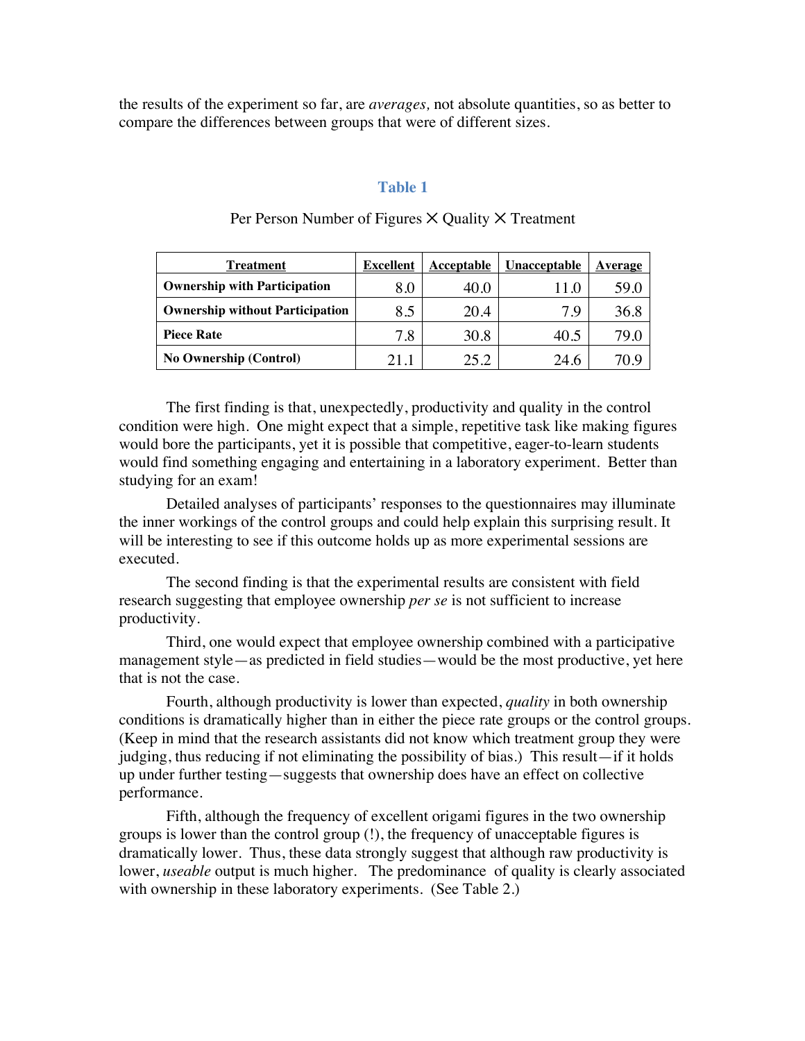the results of the experiment so far, are *averages,* not absolute quantities, so as better to compare the differences between groups that were of different sizes.

**Table 1**

Per Person Number of Figures × Quality × Treatment

| Treatment | Excellent | Acceptable | Unacceptable | Average |
|---|---|---|---|---|
| **Ownership with Participation** | 8.0 | 40.0 | 11.0 | 59.0 |
| **Ownership without Participation** | 8.5 | 20.4 | 7.9 | 36.8 |
| **Piece Rate** | 7.8 | 30.8 | 40.5 | 79.0 |
| **No Ownership (Control)** | 21.1 | 25.2 | 24.6 | 70.9 |

The first finding is that, unexpectedly, productivity and quality in the control condition were high. One might expect that a simple, repetitive task like making figures would bore the participants, yet it is possible that competitive, eager-to-learn students would find something engaging and entertaining in a laboratory experiment. Better than studying for an exam!

Detailed analyses of participants' responses to the questionnaires may illuminate the inner workings of the control groups and could help explain this surprising result. It will be interesting to see if this outcome holds up as more experimental sessions are executed.

The second finding is that the experimental results are consistent with field research suggesting that employee ownership *per se* is not sufficient to increase productivity.

Third, one would expect that employee ownership combined with a participative management style—as predicted in field studies—would be the most productive, yet here that is not the case.

Fourth, although productivity is lower than expected, *quality* in both ownership conditions is dramatically higher than in either the piece rate groups or the control groups. (Keep in mind that the research assistants did not know which treatment group they were judging, thus reducing if not eliminating the possibility of bias.) This result—if it holds up under further testing—suggests that ownership does have an effect on collective performance.

Fifth, although the frequency of excellent origami figures in the two ownership groups is lower than the control group (!), the frequency of unacceptable figures is dramatically lower. Thus, these data strongly suggest that although raw productivity is lower, *useable* output is much higher. The predominance of quality is clearly associated with ownership in these laboratory experiments. (See Table 2.)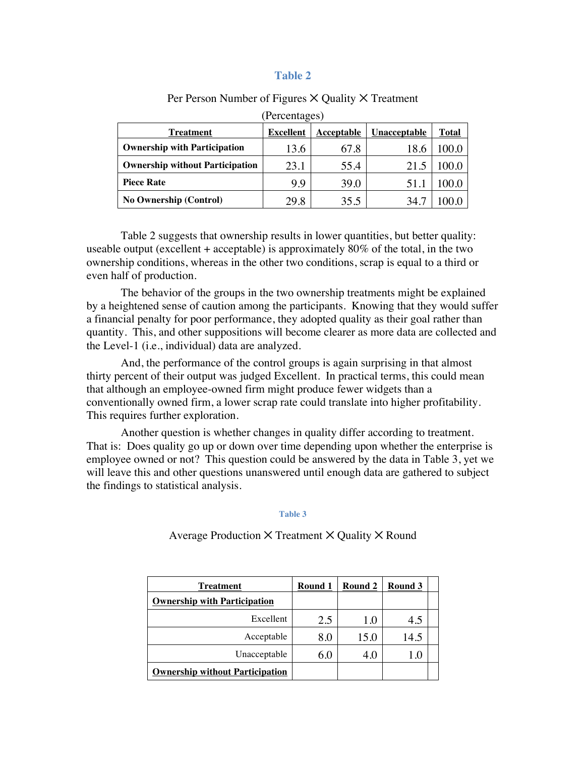**Table 2**

Per Person Number of Figures × Quality × Treatment

(Percentages)

| Treatment | Excellent | Acceptable | Unacceptable | Total |
|---|---|---|---|---|
| **Ownership with Participation** | 13.6 | 67.8 | 18.6 | 100.0 |
| **Ownership without Participation** | 23.1 | 55.4 | 21.5 | 100.0 |
| **Piece Rate** | 9.9 | 39.0 | 51.1 | 100.0 |
| **No Ownership (Control)** | 29.8 | 35.5 | 34.7 | 100.0 |

Table 2 suggests that ownership results in lower quantities, but better quality: useable output (excellent + acceptable) is approximately 80% of the total, in the two ownership conditions, whereas in the other two conditions, scrap is equal to a third or even half of production.

The behavior of the groups in the two ownership treatments might be explained by a heightened sense of caution among the participants. Knowing that they would suffer a financial penalty for poor performance, they adopted quality as their goal rather than quantity. This, and other suppositions will become clearer as more data are collected and the Level-1 (i.e., individual) data are analyzed.

And, the performance of the control groups is again surprising in that almost thirty percent of their output was judged Excellent. In practical terms, this could mean that although an employee-owned firm might produce fewer widgets than a conventionally owned firm, a lower scrap rate could translate into higher profitability. This requires further exploration.

Another question is whether changes in quality differ according to treatment. That is: Does quality go up or down over time depending upon whether the enterprise is employee owned or not? This question could be answered by the data in Table 3, yet we will leave this and other questions unanswered until enough data are gathered to subject the findings to statistical analysis.

**Table 3**

Average Production × Treatment × Quality × Round

| Treatment | Round 1 | Round 2 | Round 3 | |
|---|---|---|---|---|
| **Ownership with Participation** | | | | |
| Excellent | 2.5 | 1.0 | 4.5 | |
| Acceptable | 8.0 | 15.0 | 14.5 | |
| Unacceptable | 6.0 | 4.0 | 1.0 | |
| **Ownership without Participation** | | | | |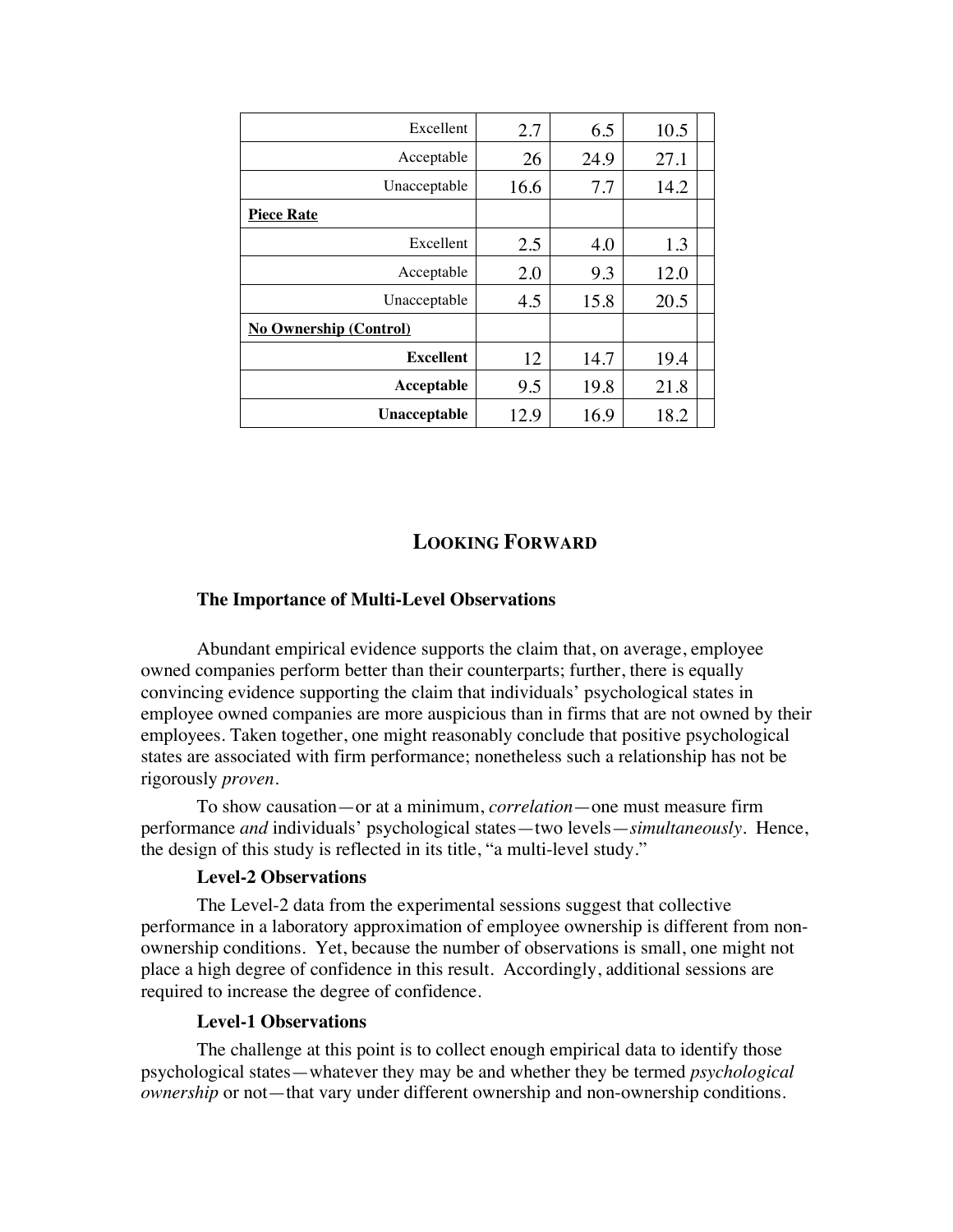| | | | | |
|---|---|---|---|---|
| Excellent | 2.7 | 6.5 | 10.5 | |
| Acceptable | 26 | 24.9 | 27.1 | |
| Unacceptable | 16.6 | 7.7 | 14.2 | |
| **Piece Rate** | | | | |
| Excellent | 2.5 | 4.0 | 1.3 | |
| Acceptable | 2.0 | 9.3 | 12.0 | |
| Unacceptable | 4.5 | 15.8 | 20.5 | |
| **No Ownership (Control)** | | | | |
| **Excellent** | 12 | 14.7 | 19.4 | |
| **Acceptable** | 9.5 | 19.8 | 21.8 | |
| **Unacceptable** | 12.9 | 16.9 | 18.2 | |

## LOOKING FORWARD

### The Importance of Multi-Level Observations

Abundant empirical evidence supports the claim that, on average, employee owned companies perform better than their counterparts; further, there is equally convincing evidence supporting the claim that individuals' psychological states in employee owned companies are more auspicious than in firms that are not owned by their employees. Taken together, one might reasonably conclude that positive psychological states are associated with firm performance; nonetheless such a relationship has not be rigorously *proven*.

To show causation—or at a minimum, *correlation*—one must measure firm performance *and* individuals' psychological states—two levels—*simultaneously*. Hence, the design of this study is reflected in its title, "a multi-level study."

### Level-2 Observations

The Level-2 data from the experimental sessions suggest that collective performance in a laboratory approximation of employee ownership is different from non-ownership conditions. Yet, because the number of observations is small, one might not place a high degree of confidence in this result. Accordingly, additional sessions are required to increase the degree of confidence.

### Level-1 Observations

The challenge at this point is to collect enough empirical data to identify those psychological states—whatever they may be and whether they be termed *psychological ownership* or not—that vary under different ownership and non-ownership conditions.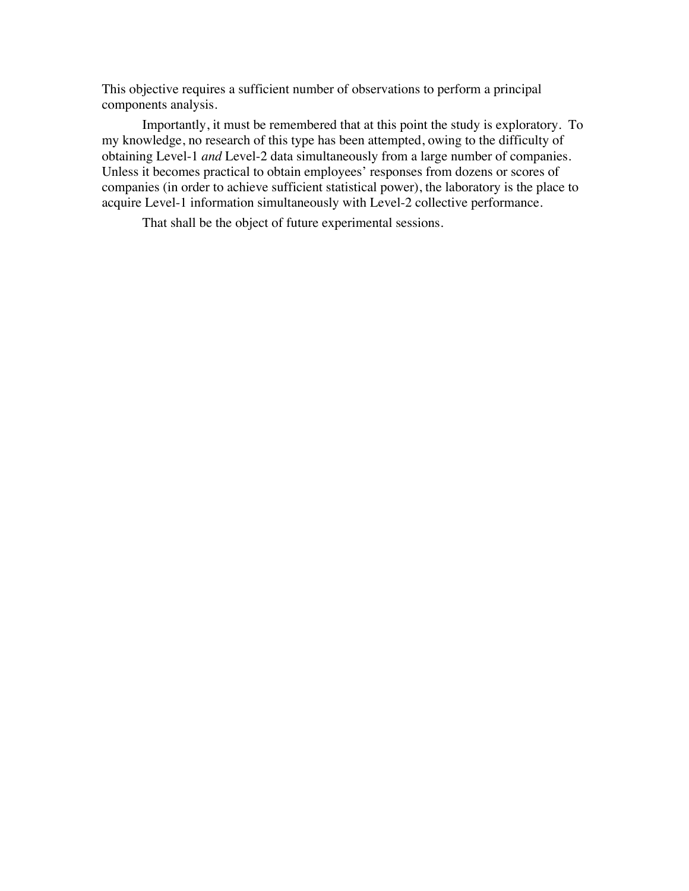This objective requires a sufficient number of observations to perform a principal components analysis.

Importantly, it must be remembered that at this point the study is exploratory. To my knowledge, no research of this type has been attempted, owing to the difficulty of obtaining Level-1 *and* Level-2 data simultaneously from a large number of companies. Unless it becomes practical to obtain employees' responses from dozens or scores of companies (in order to achieve sufficient statistical power), the laboratory is the place to acquire Level-1 information simultaneously with Level-2 collective performance.

That shall be the object of future experimental sessions.